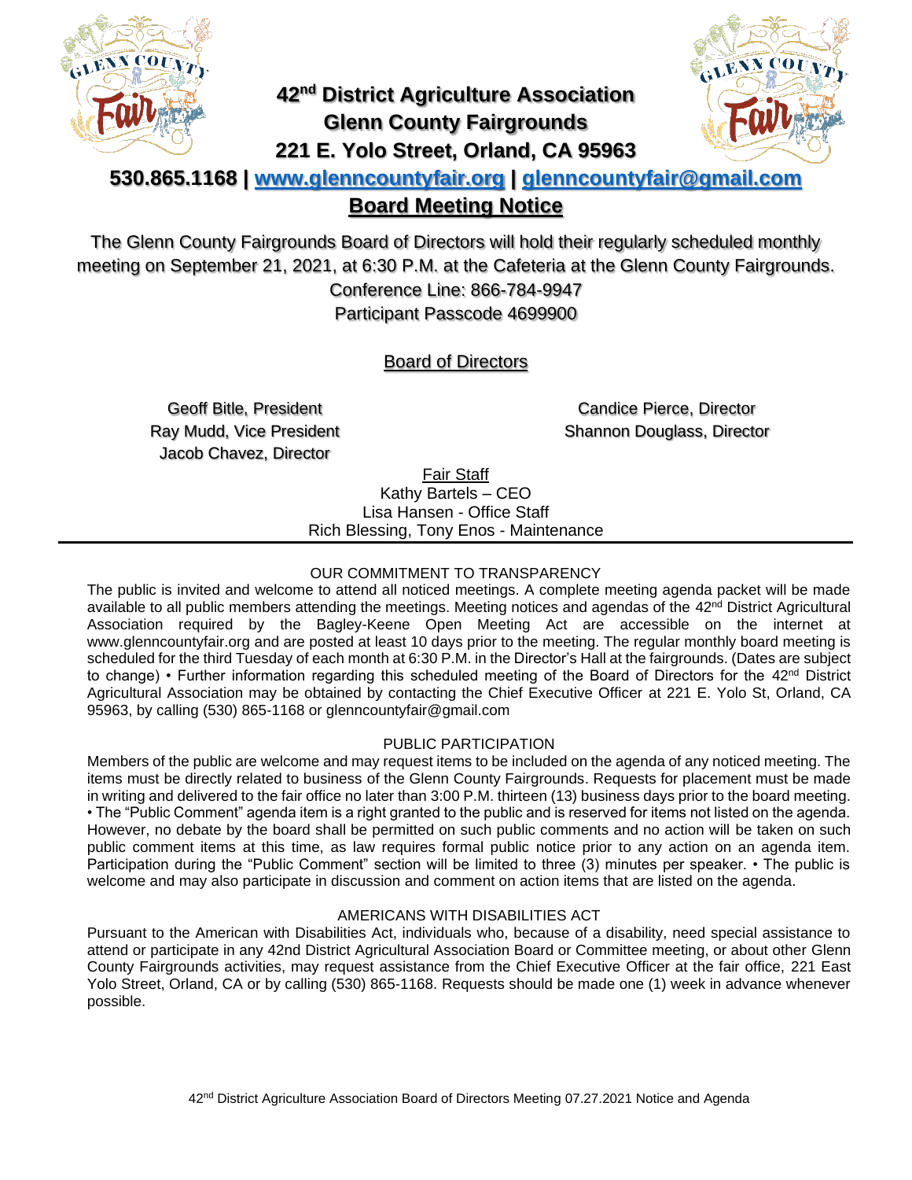# 42nd District Agriculture Association
## Glenn County Fairgrounds
## 221 E. Yolo Street, Orland, CA 95963

**530.865.1168 | [www.glenncountyfair.org](http://www.glenncountyfair.org) | [glenncountyfair@gmail.com](mailto:glenncountyfair@gmail.com)**

## Board Meeting Notice

The Glenn County Fairgrounds Board of Directors will hold their regularly scheduled monthly meeting on September 21, 2021, at 6:30 P.M. at the Cafeteria at the Glenn County Fairgrounds.
Conference Line: 866-784-9947
Participant Passcode 4699900

### Board of Directors

Geoff Bitle, President
Ray Mudd, Vice President
Jacob Chavez, Director
Candice Pierce, Director
Shannon Douglass, Director

**Fair Staff**
Kathy Bartels – CEO
Lisa Hansen - Office Staff
Rich Blessing, Tony Enos - Maintenance

---

### OUR COMMITMENT TO TRANSPARENCY

The public is invited and welcome to attend all noticed meetings. A complete meeting agenda packet will be made available to all public members attending the meetings. Meeting notices and agendas of the 42nd District Agricultural Association required by the Bagley-Keene Open Meeting Act are accessible on the internet at www.glenncountyfair.org and are posted at least 10 days prior to the meeting. The regular monthly board meeting is scheduled for the third Tuesday of each month at 6:30 P.M. in the Director's Hall at the fairgrounds. (Dates are subject to change) • Further information regarding this scheduled meeting of the Board of Directors for the 42nd District Agricultural Association may be obtained by contacting the Chief Executive Officer at 221 E. Yolo St, Orland, CA 95963, by calling (530) 865-1168 or glenncountyfair@gmail.com

### PUBLIC PARTICIPATION

Members of the public are welcome and may request items to be included on the agenda of any noticed meeting. The items must be directly related to business of the Glenn County Fairgrounds. Requests for placement must be made in writing and delivered to the fair office no later than 3:00 P.M. thirteen (13) business days prior to the board meeting. • The "Public Comment" agenda item is a right granted to the public and is reserved for items not listed on the agenda. However, no debate by the board shall be permitted on such public comments and no action will be taken on such public comment items at this time, as law requires formal public notice prior to any action on an agenda item. Participation during the "Public Comment" section will be limited to three (3) minutes per speaker. • The public is welcome and may also participate in discussion and comment on action items that are listed on the agenda.

### AMERICANS WITH DISABILITIES ACT

Pursuant to the American with Disabilities Act, individuals who, because of a disability, need special assistance to attend or participate in any 42nd District Agricultural Association Board or Committee meeting, or about other Glenn County Fairgrounds activities, may request assistance from the Chief Executive Officer at the fair office, 221 East Yolo Street, Orland, CA or by calling (530) 865-1168. Requests should be made one (1) week in advance whenever possible.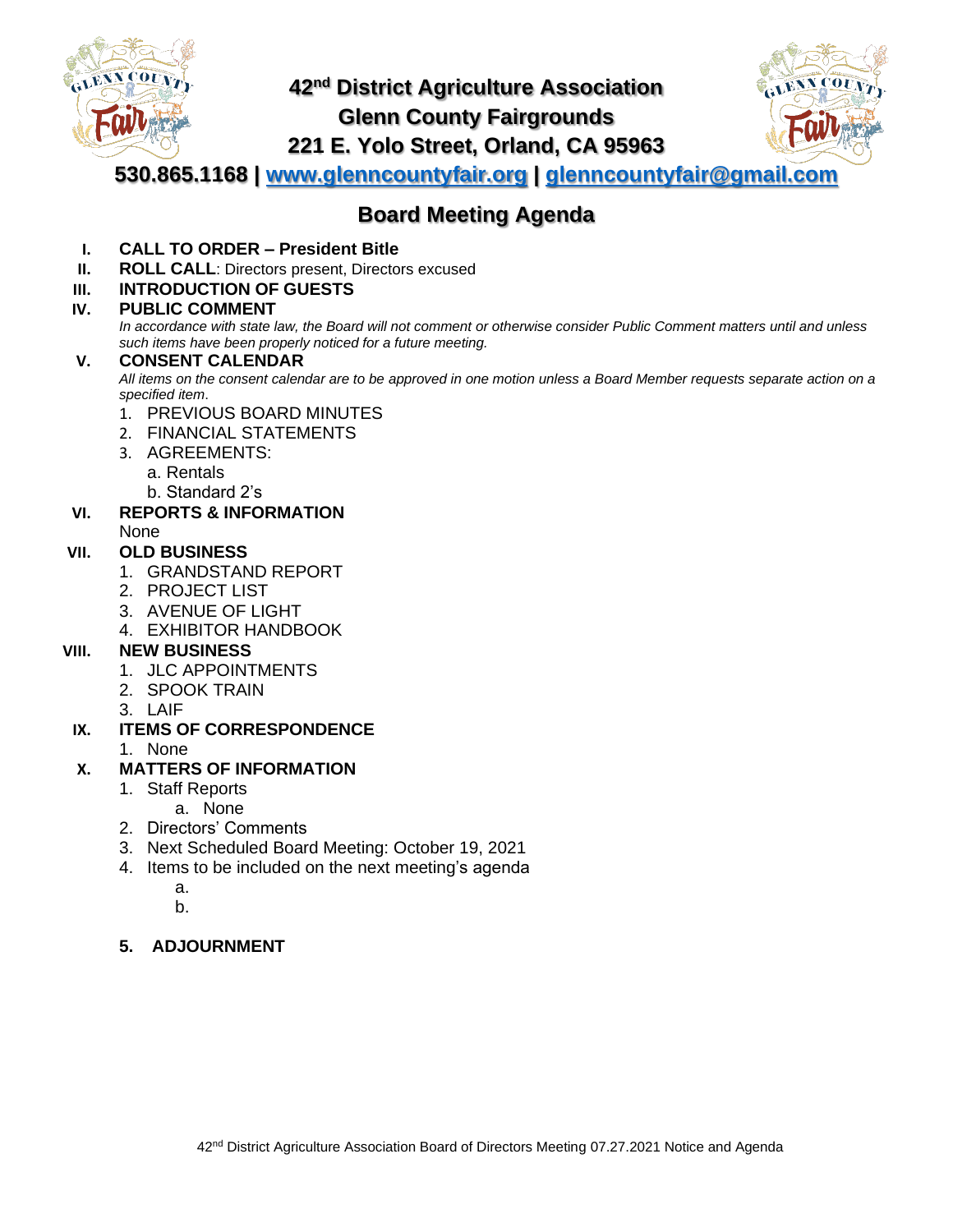# 42nd District Agriculture Association
# Glenn County Fairgrounds
# 221 E. Yolo Street, Orland, CA 95963

**530.865.1168 | www.glenncountyfair.org | glenncountyfair@gmail.com**

## Board Meeting Agenda

**I. CALL TO ORDER – President Bitle**

**II. ROLL CALL**: Directors present, Directors excused

**III. INTRODUCTION OF GUESTS**

**IV. PUBLIC COMMENT**

*In accordance with state law, the Board will not comment or otherwise consider Public Comment matters until and unless such items have been properly noticed for a future meeting.*

**V. CONSENT CALENDAR**

*All items on the consent calendar are to be approved in one motion unless a Board Member requests separate action on a specified item*.

1. PREVIOUS BOARD MINUTES
2. FINANCIAL STATEMENTS
3. AGREEMENTS:
   - a. Rentals
   - b. Standard 2's

**VI. REPORTS & INFORMATION**

None

**VII. OLD BUSINESS**

1. GRANDSTAND REPORT
2. PROJECT LIST
3. AVENUE OF LIGHT
4. EXHIBITOR HANDBOOK

**VIII. NEW BUSINESS**

1. JLC APPOINTMENTS
2. SPOOK TRAIN
3. LAIF

**IX. ITEMS OF CORRESPONDENCE**

1. None

**X. MATTERS OF INFORMATION**

1. Staff Reports
   - a. None
2. Directors' Comments
3. Next Scheduled Board Meeting: October 19, 2021
4. Items to be included on the next meeting's agenda
   - a.
   - b.

**5. ADJOURNMENT**

42nd District Agriculture Association Board of Directors Meeting 07.27.2021 Notice and Agenda